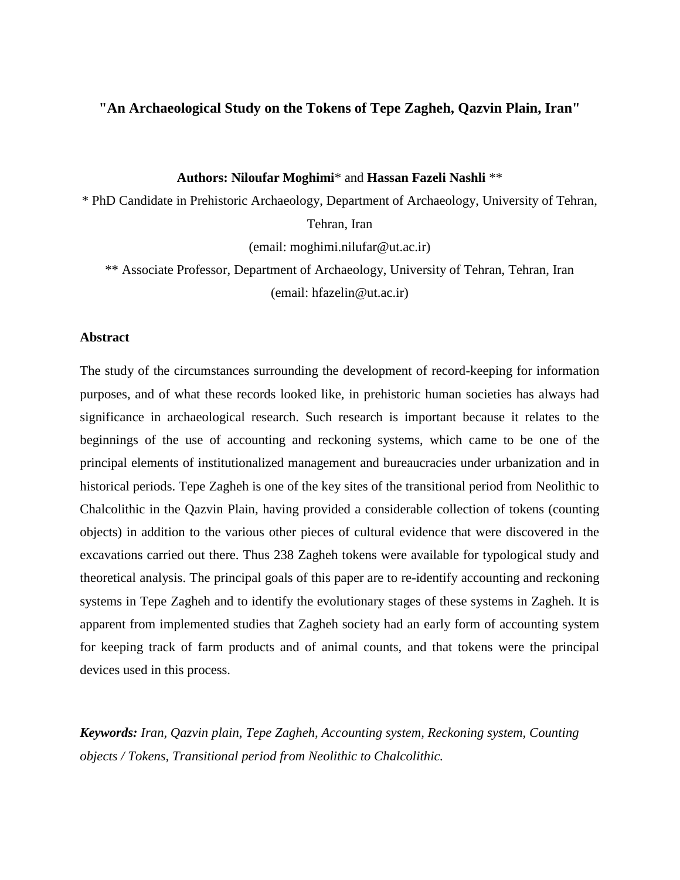# "An Archaeological Study on the Tokens of Tepe Zagheh, Qazvin Plain, Iran"

**Authors: Niloufar Moghimi*** and **Hassan Fazeli Nashli** **

* PhD Candidate in Prehistoric Archaeology, Department of Archaeology, University of Tehran, Tehran, Iran
(email: moghimi.nilufar@ut.ac.ir)

** Associate Professor, Department of Archaeology, University of Tehran, Tehran, Iran
(email: hfazelin@ut.ac.ir)

## Abstract

The study of the circumstances surrounding the development of record-keeping for information purposes, and of what these records looked like, in prehistoric human societies has always had significance in archaeological research. Such research is important because it relates to the beginnings of the use of accounting and reckoning systems, which came to be one of the principal elements of institutionalized management and bureaucracies under urbanization and in historical periods. Tepe Zagheh is one of the key sites of the transitional period from Neolithic to Chalcolithic in the Qazvin Plain, having provided a considerable collection of tokens (counting objects) in addition to the various other pieces of cultural evidence that were discovered in the excavations carried out there. Thus 238 Zagheh tokens were available for typological study and theoretical analysis. The principal goals of this paper are to re-identify accounting and reckoning systems in Tepe Zagheh and to identify the evolutionary stages of these systems in Zagheh. It is apparent from implemented studies that Zagheh society had an early form of accounting system for keeping track of farm products and of animal counts, and that tokens were the principal devices used in this process.

***Keywords:*** *Iran, Qazvin plain, Tepe Zagheh, Accounting system, Reckoning system, Counting objects / Tokens, Transitional period from Neolithic to Chalcolithic.*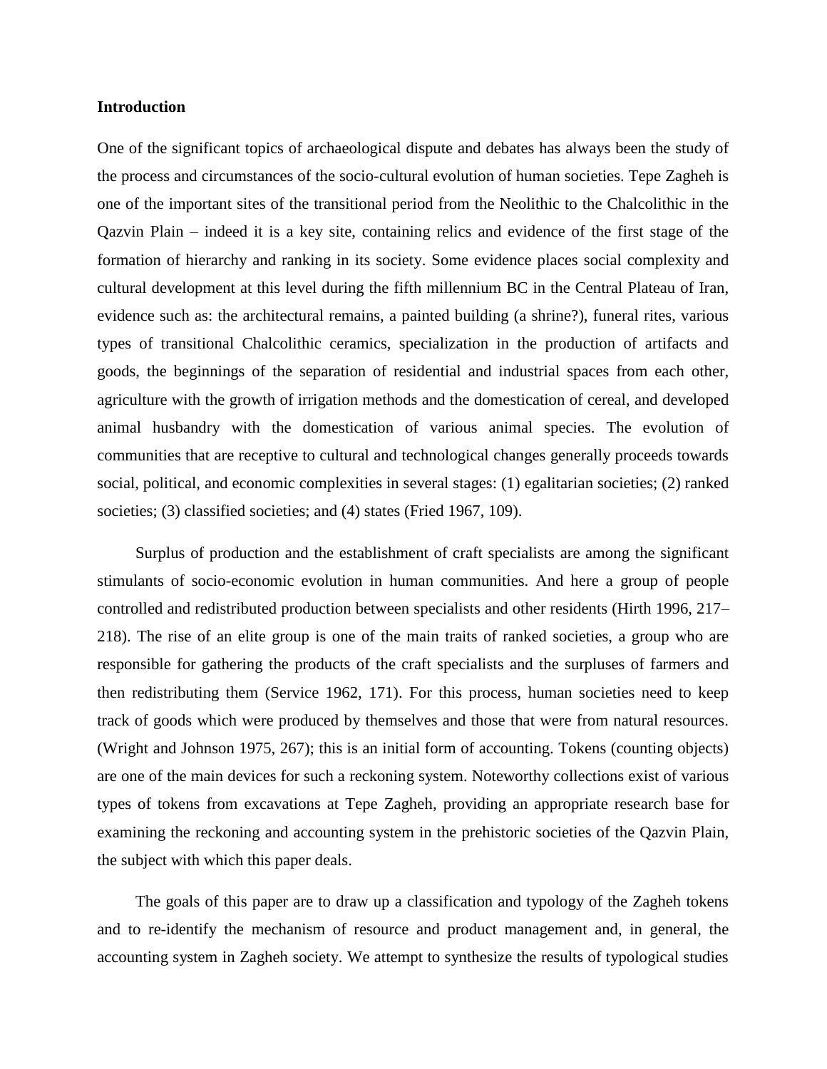## Introduction

One of the significant topics of archaeological dispute and debates has always been the study of the process and circumstances of the socio-cultural evolution of human societies. Tepe Zagheh is one of the important sites of the transitional period from the Neolithic to the Chalcolithic in the Qazvin Plain – indeed it is a key site, containing relics and evidence of the first stage of the formation of hierarchy and ranking in its society. Some evidence places social complexity and cultural development at this level during the fifth millennium BC in the Central Plateau of Iran, evidence such as: the architectural remains, a painted building (a shrine?), funeral rites, various types of transitional Chalcolithic ceramics, specialization in the production of artifacts and goods, the beginnings of the separation of residential and industrial spaces from each other, agriculture with the growth of irrigation methods and the domestication of cereal, and developed animal husbandry with the domestication of various animal species. The evolution of communities that are receptive to cultural and technological changes generally proceeds towards social, political, and economic complexities in several stages: (1) egalitarian societies; (2) ranked societies; (3) classified societies; and (4) states (Fried 1967, 109).

Surplus of production and the establishment of craft specialists are among the significant stimulants of socio-economic evolution in human communities. And here a group of people controlled and redistributed production between specialists and other residents (Hirth 1996, 217–218). The rise of an elite group is one of the main traits of ranked societies, a group who are responsible for gathering the products of the craft specialists and the surpluses of farmers and then redistributing them (Service 1962, 171). For this process, human societies need to keep track of goods which were produced by themselves and those that were from natural resources. (Wright and Johnson 1975, 267); this is an initial form of accounting. Tokens (counting objects) are one of the main devices for such a reckoning system. Noteworthy collections exist of various types of tokens from excavations at Tepe Zagheh, providing an appropriate research base for examining the reckoning and accounting system in the prehistoric societies of the Qazvin Plain, the subject with which this paper deals.

The goals of this paper are to draw up a classification and typology of the Zagheh tokens and to re-identify the mechanism of resource and product management and, in general, the accounting system in Zagheh society. We attempt to synthesize the results of typological studies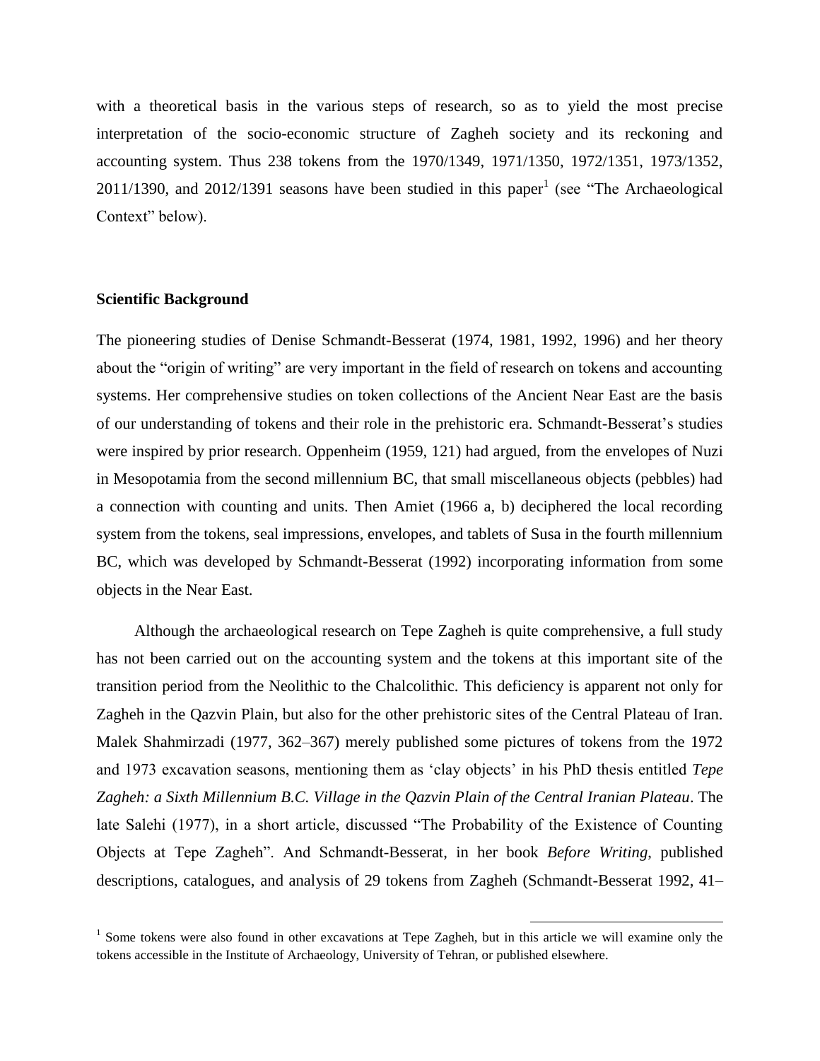with a theoretical basis in the various steps of research, so as to yield the most precise interpretation of the socio-economic structure of Zagheh society and its reckoning and accounting system. Thus 238 tokens from the 1970/1349, 1971/1350, 1972/1351, 1973/1352, 2011/1390, and 2012/1391 seasons have been studied in this paper[1] (see "The Archaeological Context" below).

**Scientific Background**

The pioneering studies of Denise Schmandt-Besserat (1974, 1981, 1992, 1996) and her theory about the "origin of writing" are very important in the field of research on tokens and accounting systems. Her comprehensive studies on token collections of the Ancient Near East are the basis of our understanding of tokens and their role in the prehistoric era. Schmandt-Besserat's studies were inspired by prior research. Oppenheim (1959, 121) had argued, from the envelopes of Nuzi in Mesopotamia from the second millennium BC, that small miscellaneous objects (pebbles) had a connection with counting and units. Then Amiet (1966 a, b) deciphered the local recording system from the tokens, seal impressions, envelopes, and tablets of Susa in the fourth millennium BC, which was developed by Schmandt-Besserat (1992) incorporating information from some objects in the Near East.

Although the archaeological research on Tepe Zagheh is quite comprehensive, a full study has not been carried out on the accounting system and the tokens at this important site of the transition period from the Neolithic to the Chalcolithic. This deficiency is apparent not only for Zagheh in the Qazvin Plain, but also for the other prehistoric sites of the Central Plateau of Iran. Malek Shahmirzadi (1977, 362–367) merely published some pictures of tokens from the 1972 and 1973 excavation seasons, mentioning them as 'clay objects' in his PhD thesis entitled *Tepe Zagheh: a Sixth Millennium B.C. Village in the Qazvin Plain of the Central Iranian Plateau*. The late Salehi (1977), in a short article, discussed "The Probability of the Existence of Counting Objects at Tepe Zagheh". And Schmandt-Besserat, in her book *Before Writing*, published descriptions, catalogues, and analysis of 29 tokens from Zagheh (Schmandt-Besserat 1992, 41–

[1] Some tokens were also found in other excavations at Tepe Zagheh, but in this article we will examine only the tokens accessible in the Institute of Archaeology, University of Tehran, or published elsewhere.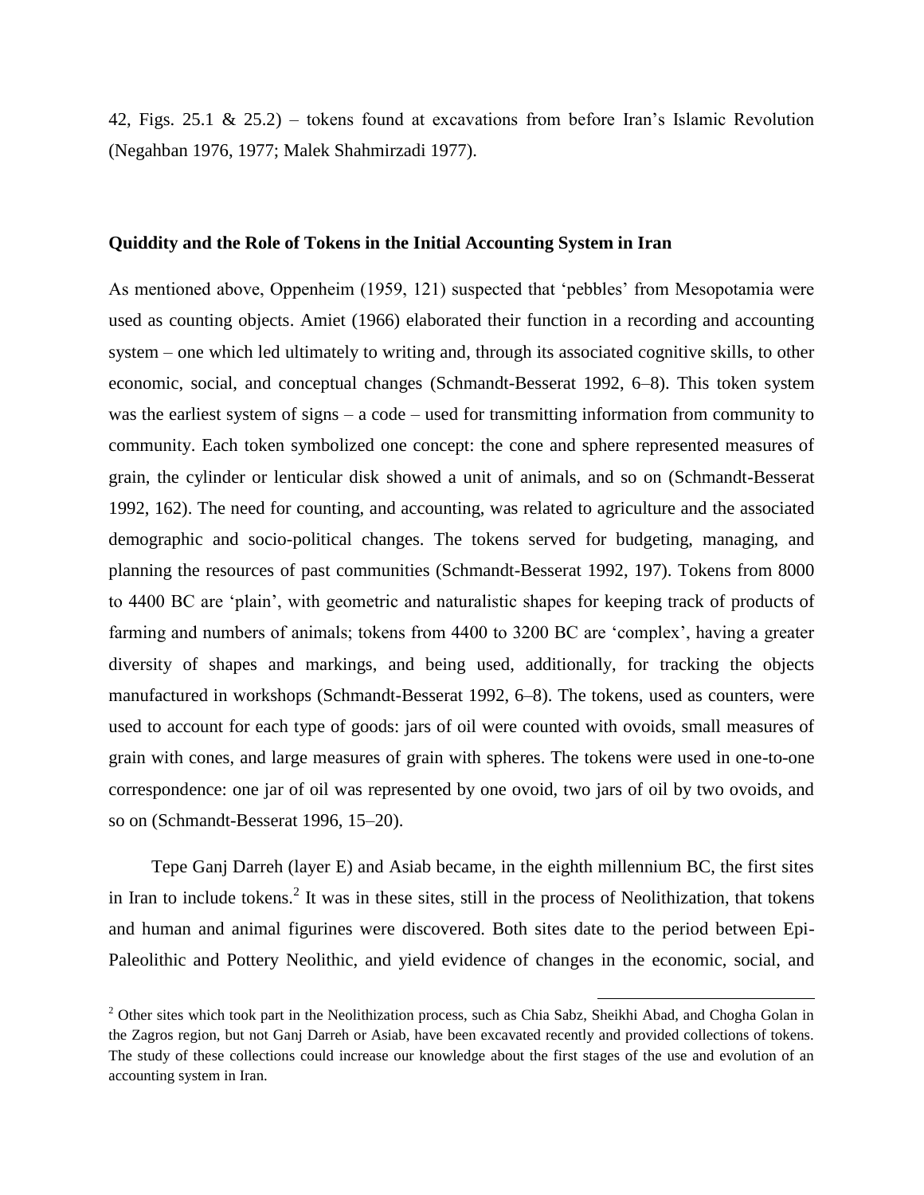42, Figs. 25.1 & 25.2) – tokens found at excavations from before Iran's Islamic Revolution (Negahban 1976, 1977; Malek Shahmirzadi 1977).

**Quiddity and the Role of Tokens in the Initial Accounting System in Iran**

As mentioned above, Oppenheim (1959, 121) suspected that 'pebbles' from Mesopotamia were used as counting objects. Amiet (1966) elaborated their function in a recording and accounting system – one which led ultimately to writing and, through its associated cognitive skills, to other economic, social, and conceptual changes (Schmandt-Besserat 1992, 6–8). This token system was the earliest system of signs – a code – used for transmitting information from community to community. Each token symbolized one concept: the cone and sphere represented measures of grain, the cylinder or lenticular disk showed a unit of animals, and so on (Schmandt-Besserat 1992, 162). The need for counting, and accounting, was related to agriculture and the associated demographic and socio-political changes. The tokens served for budgeting, managing, and planning the resources of past communities (Schmandt-Besserat 1992, 197). Tokens from 8000 to 4400 BC are 'plain', with geometric and naturalistic shapes for keeping track of products of farming and numbers of animals; tokens from 4400 to 3200 BC are 'complex', having a greater diversity of shapes and markings, and being used, additionally, for tracking the objects manufactured in workshops (Schmandt-Besserat 1992, 6–8). The tokens, used as counters, were used to account for each type of goods: jars of oil were counted with ovoids, small measures of grain with cones, and large measures of grain with spheres. The tokens were used in one-to-one correspondence: one jar of oil was represented by one ovoid, two jars of oil by two ovoids, and so on (Schmandt-Besserat 1996, 15–20).

Tepe Ganj Darreh (layer E) and Asiab became, in the eighth millennium BC, the first sites in Iran to include tokens.[2] It was in these sites, still in the process of Neolithization, that tokens and human and animal figurines were discovered. Both sites date to the period between Epi-Paleolithic and Pottery Neolithic, and yield evidence of changes in the economic, social, and

[2] Other sites which took part in the Neolithization process, such as Chia Sabz, Sheikhi Abad, and Chogha Golan in the Zagros region, but not Ganj Darreh or Asiab, have been excavated recently and provided collections of tokens. The study of these collections could increase our knowledge about the first stages of the use and evolution of an accounting system in Iran.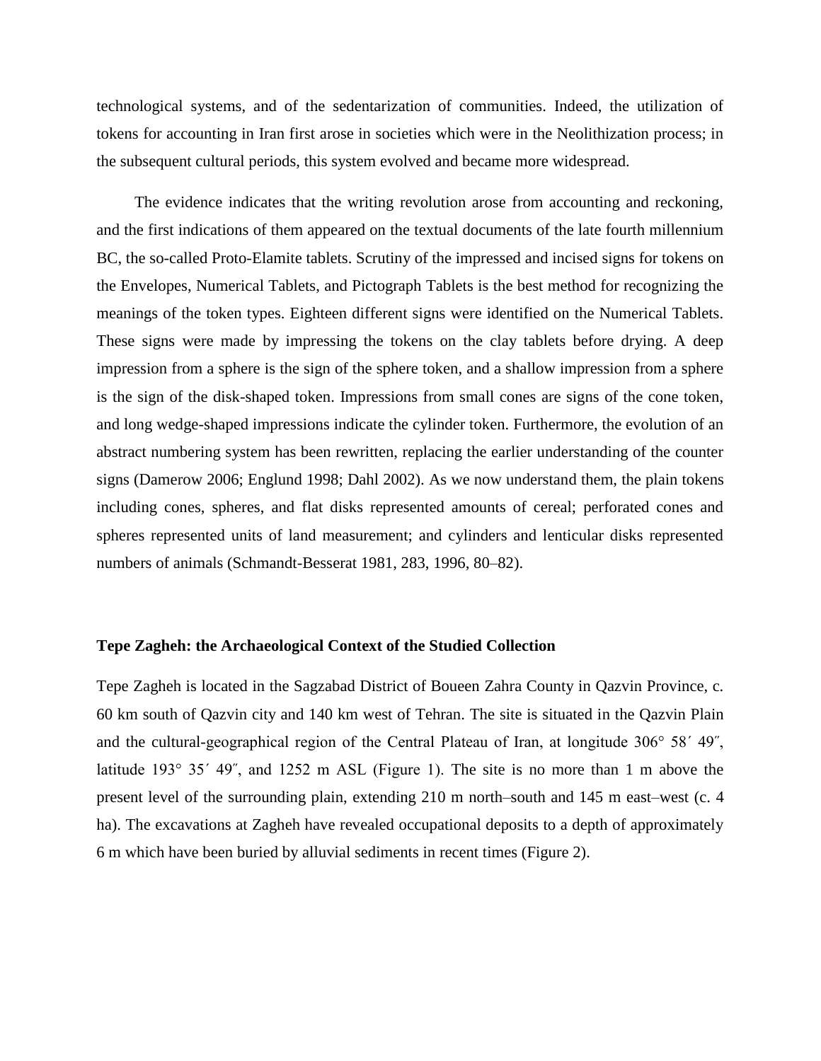technological systems, and of the sedentarization of communities. Indeed, the utilization of tokens for accounting in Iran first arose in societies which were in the Neolithization process; in the subsequent cultural periods, this system evolved and became more widespread.

The evidence indicates that the writing revolution arose from accounting and reckoning, and the first indications of them appeared on the textual documents of the late fourth millennium BC, the so-called Proto-Elamite tablets. Scrutiny of the impressed and incised signs for tokens on the Envelopes, Numerical Tablets, and Pictograph Tablets is the best method for recognizing the meanings of the token types. Eighteen different signs were identified on the Numerical Tablets. These signs were made by impressing the tokens on the clay tablets before drying. A deep impression from a sphere is the sign of the sphere token, and a shallow impression from a sphere is the sign of the disk-shaped token. Impressions from small cones are signs of the cone token, and long wedge-shaped impressions indicate the cylinder token. Furthermore, the evolution of an abstract numbering system has been rewritten, replacing the earlier understanding of the counter signs (Damerow 2006; Englund 1998; Dahl 2002). As we now understand them, the plain tokens including cones, spheres, and flat disks represented amounts of cereal; perforated cones and spheres represented units of land measurement; and cylinders and lenticular disks represented numbers of animals (Schmandt-Besserat 1981, 283, 1996, 80–82).

**Tepe Zagheh: the Archaeological Context of the Studied Collection**

Tepe Zagheh is located in the Sagzabad District of Boueen Zahra County in Qazvin Province, c. 60 km south of Qazvin city and 140 km west of Tehran. The site is situated in the Qazvin Plain and the cultural-geographical region of the Central Plateau of Iran, at longitude 306° 58´ 49″, latitude 193° 35´ 49″, and 1252 m ASL (Figure 1). The site is no more than 1 m above the present level of the surrounding plain, extending 210 m north–south and 145 m east–west (c. 4 ha). The excavations at Zagheh have revealed occupational deposits to a depth of approximately 6 m which have been buried by alluvial sediments in recent times (Figure 2).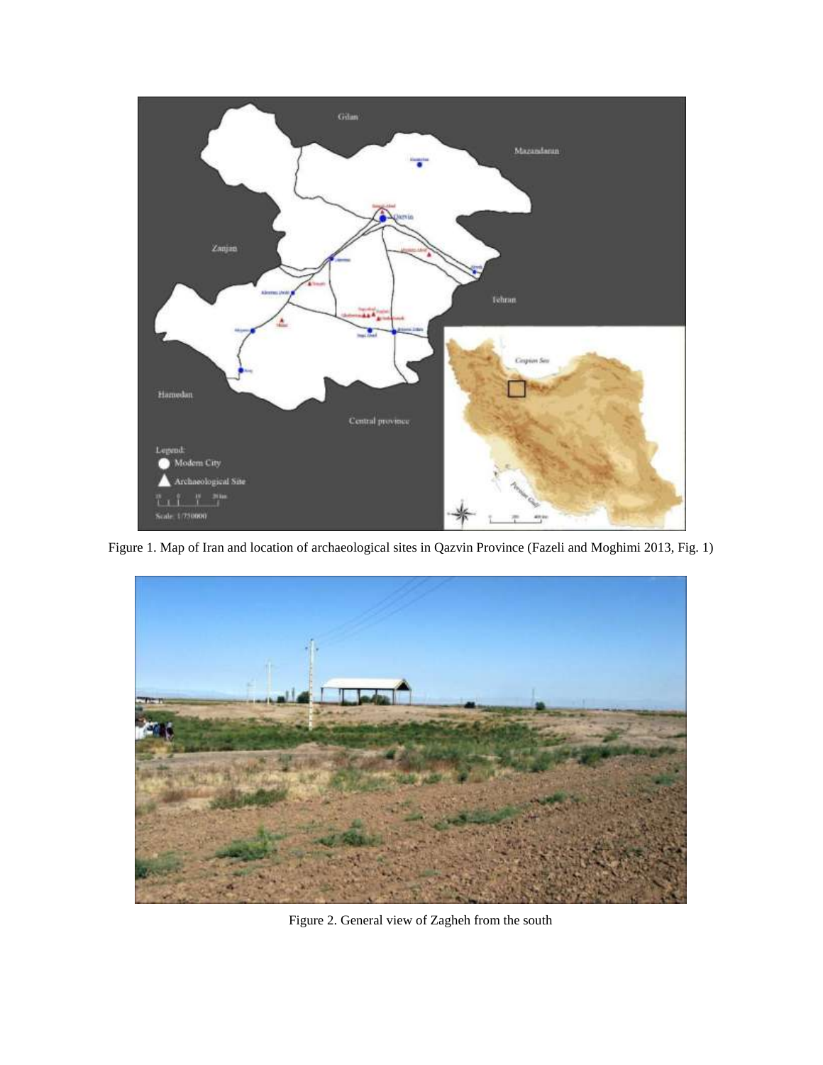Figure 1. Map of Iran and location of archaeological sites in Qazvin Province (Fazeli and Moghimi 2013, Fig. 1)

Figure 2. General view of Zagheh from the south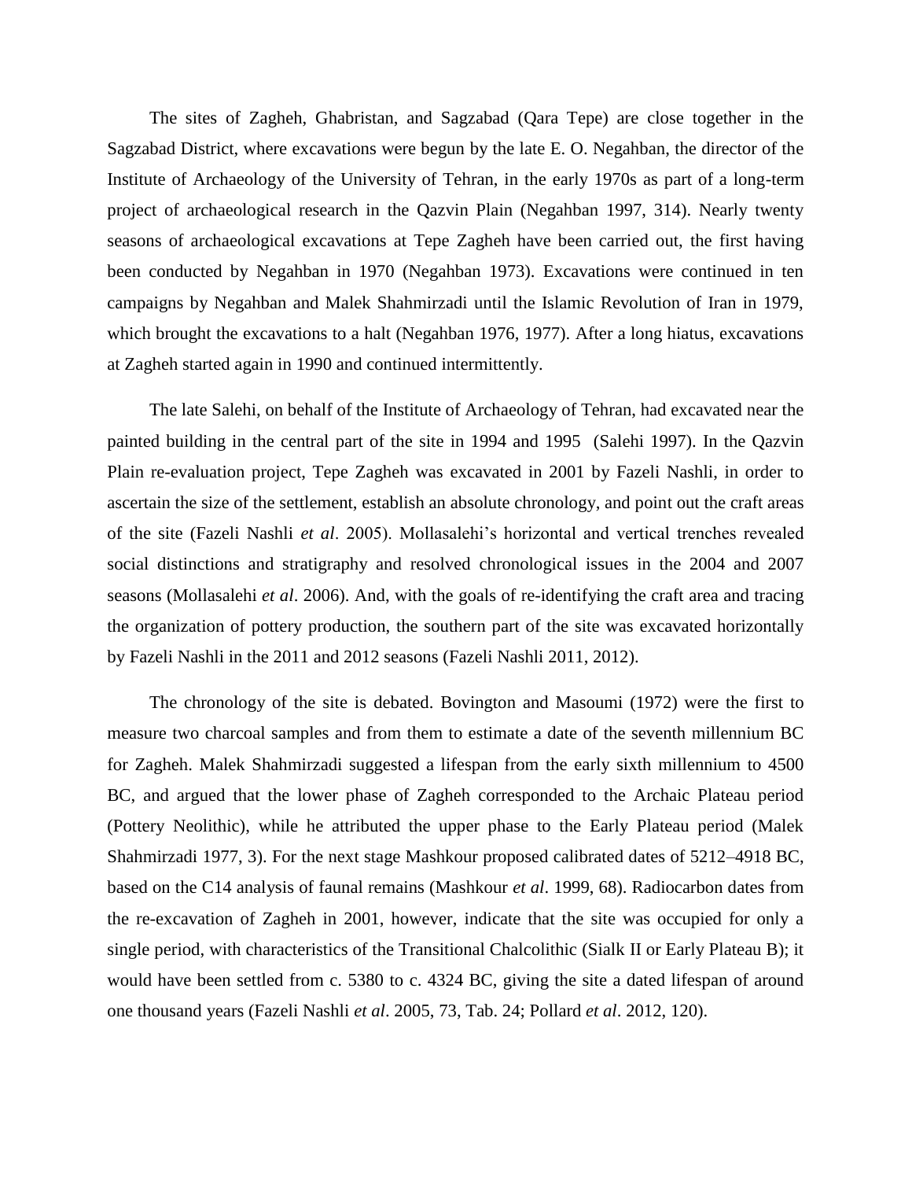The sites of Zagheh, Ghabristan, and Sagzabad (Qara Tepe) are close together in the Sagzabad District, where excavations were begun by the late E. O. Negahban, the director of the Institute of Archaeology of the University of Tehran, in the early 1970s as part of a long-term project of archaeological research in the Qazvin Plain (Negahban 1997, 314). Nearly twenty seasons of archaeological excavations at Tepe Zagheh have been carried out, the first having been conducted by Negahban in 1970 (Negahban 1973). Excavations were continued in ten campaigns by Negahban and Malek Shahmirzadi until the Islamic Revolution of Iran in 1979, which brought the excavations to a halt (Negahban 1976, 1977). After a long hiatus, excavations at Zagheh started again in 1990 and continued intermittently.

The late Salehi, on behalf of the Institute of Archaeology of Tehran, had excavated near the painted building in the central part of the site in 1994 and 1995 (Salehi 1997). In the Qazvin Plain re-evaluation project, Tepe Zagheh was excavated in 2001 by Fazeli Nashli, in order to ascertain the size of the settlement, establish an absolute chronology, and point out the craft areas of the site (Fazeli Nashli *et al*. 2005). Mollasalehi's horizontal and vertical trenches revealed social distinctions and stratigraphy and resolved chronological issues in the 2004 and 2007 seasons (Mollasalehi *et al*. 2006). And, with the goals of re-identifying the craft area and tracing the organization of pottery production, the southern part of the site was excavated horizontally by Fazeli Nashli in the 2011 and 2012 seasons (Fazeli Nashli 2011, 2012).

The chronology of the site is debated. Bovington and Masoumi (1972) were the first to measure two charcoal samples and from them to estimate a date of the seventh millennium BC for Zagheh. Malek Shahmirzadi suggested a lifespan from the early sixth millennium to 4500 BC, and argued that the lower phase of Zagheh corresponded to the Archaic Plateau period (Pottery Neolithic), while he attributed the upper phase to the Early Plateau period (Malek Shahmirzadi 1977, 3). For the next stage Mashkour proposed calibrated dates of 5212–4918 BC, based on the C14 analysis of faunal remains (Mashkour *et al*. 1999, 68). Radiocarbon dates from the re-excavation of Zagheh in 2001, however, indicate that the site was occupied for only a single period, with characteristics of the Transitional Chalcolithic (Sialk II or Early Plateau B); it would have been settled from c. 5380 to c. 4324 BC, giving the site a dated lifespan of around one thousand years (Fazeli Nashli *et al*. 2005, 73, Tab. 24; Pollard *et al*. 2012, 120).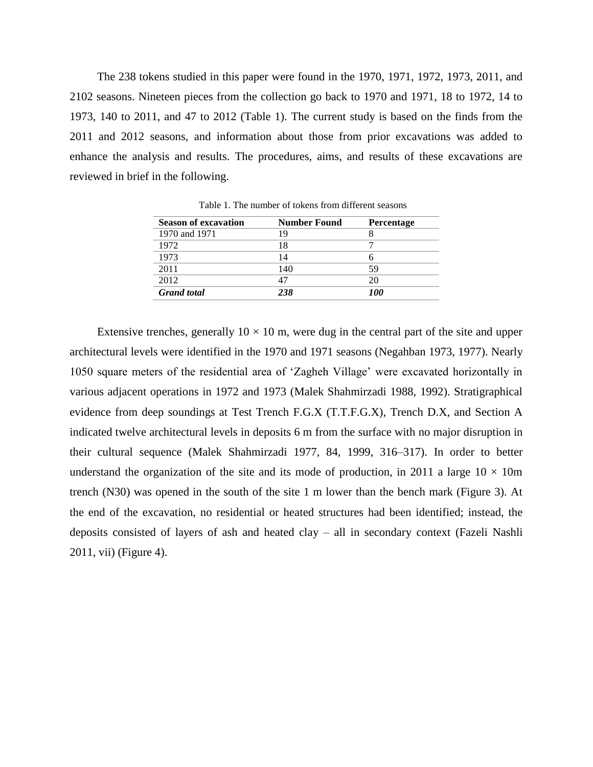The 238 tokens studied in this paper were found in the 1970, 1971, 1972, 1973, 2011, and 2102 seasons. Nineteen pieces from the collection go back to 1970 and 1971, 18 to 1972, 14 to 1973, 140 to 2011, and 47 to 2012 (Table 1). The current study is based on the finds from the 2011 and 2012 seasons, and information about those from prior excavations was added to enhance the analysis and results. The procedures, aims, and results of these excavations are reviewed in brief in the following.

Table 1. The number of tokens from different seasons

| Season of excavation | Number Found | Percentage |
|---|---|---|
| 1970 and 1971 | 19 | 8 |
| 1972 | 18 | 7 |
| 1973 | 14 | 6 |
| 2011 | 140 | 59 |
| 2012 | 47 | 20 |
| ***Grand total*** | ***238*** | ***100*** |

Extensive trenches, generally 10 × 10 m, were dug in the central part of the site and upper architectural levels were identified in the 1970 and 1971 seasons (Negahban 1973, 1977). Nearly 1050 square meters of the residential area of 'Zagheh Village' were excavated horizontally in various adjacent operations in 1972 and 1973 (Malek Shahmirzadi 1988, 1992). Stratigraphical evidence from deep soundings at Test Trench F.G.X (T.T.F.G.X), Trench D.X, and Section A indicated twelve architectural levels in deposits 6 m from the surface with no major disruption in their cultural sequence (Malek Shahmirzadi 1977, 84, 1999, 316–317). In order to better understand the organization of the site and its mode of production, in 2011 a large 10 × 10m trench (N30) was opened in the south of the site 1 m lower than the bench mark (Figure 3). At the end of the excavation, no residential or heated structures had been identified; instead, the deposits consisted of layers of ash and heated clay – all in secondary context (Fazeli Nashli 2011, vii) (Figure 4).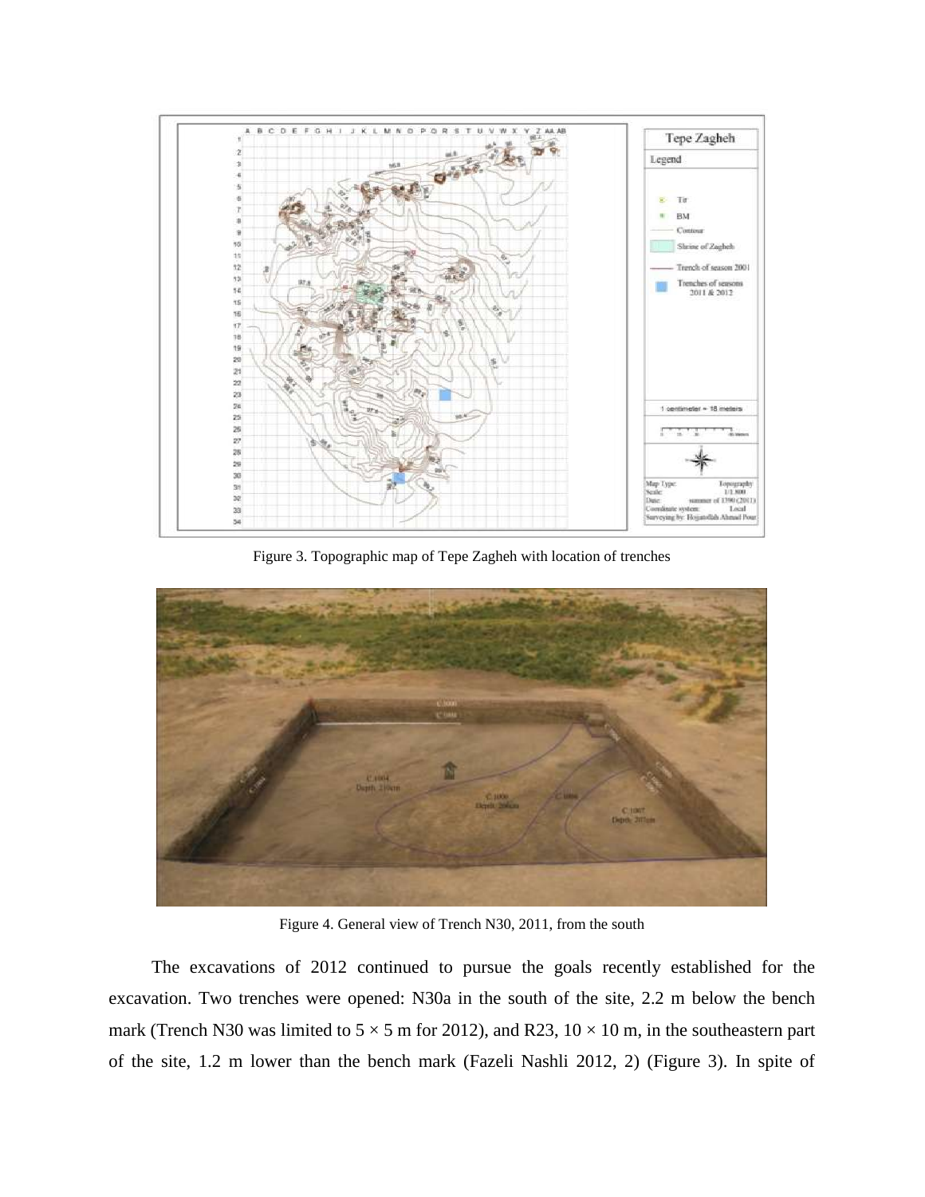Figure 3. Topographic map of Tepe Zagheh with location of trenches

Figure 4. General view of Trench N30, 2011, from the south

The excavations of 2012 continued to pursue the goals recently established for the excavation. Two trenches were opened: N30a in the south of the site, 2.2 m below the bench mark (Trench N30 was limited to 5 × 5 m for 2012), and R23, 10 × 10 m, in the southeastern part of the site, 1.2 m lower than the bench mark (Fazeli Nashli 2012, 2) (Figure 3). In spite of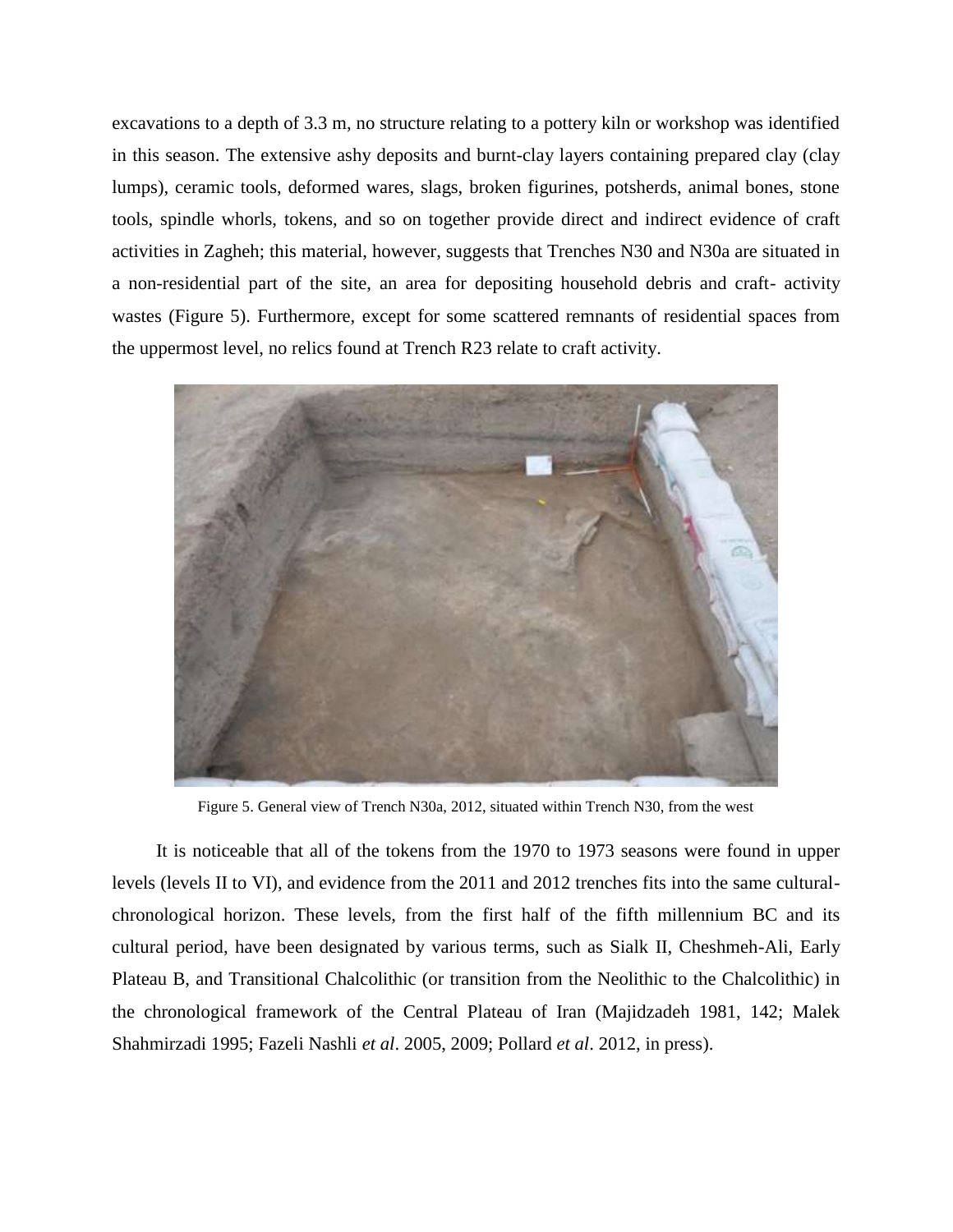excavations to a depth of 3.3 m, no structure relating to a pottery kiln or workshop was identified in this season. The extensive ashy deposits and burnt-clay layers containing prepared clay (clay lumps), ceramic tools, deformed wares, slags, broken figurines, potsherds, animal bones, stone tools, spindle whorls, tokens, and so on together provide direct and indirect evidence of craft activities in Zagheh; this material, however, suggests that Trenches N30 and N30a are situated in a non-residential part of the site, an area for depositing household debris and craft- activity wastes (Figure 5). Furthermore, except for some scattered remnants of residential spaces from the uppermost level, no relics found at Trench R23 relate to craft activity.

Figure 5. General view of Trench N30a, 2012, situated within Trench N30, from the west

It is noticeable that all of the tokens from the 1970 to 1973 seasons were found in upper levels (levels II to VI), and evidence from the 2011 and 2012 trenches fits into the same cultural-chronological horizon. These levels, from the first half of the fifth millennium BC and its cultural period, have been designated by various terms, such as Sialk II, Cheshmeh-Ali, Early Plateau B, and Transitional Chalcolithic (or transition from the Neolithic to the Chalcolithic) in the chronological framework of the Central Plateau of Iran (Majidzadeh 1981, 142; Malek Shahmirzadi 1995; Fazeli Nashli *et al*. 2005, 2009; Pollard *et al*. 2012, in press).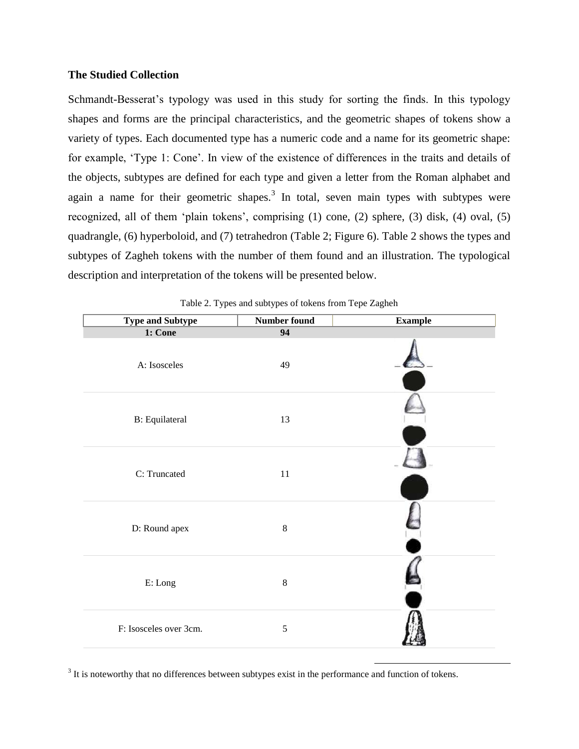### The Studied Collection

Schmandt-Besserat's typology was used in this study for sorting the finds. In this typology shapes and forms are the principal characteristics, and the geometric shapes of tokens show a variety of types. Each documented type has a numeric code and a name for its geometric shape: for example, 'Type 1: Cone'. In view of the existence of differences in the traits and details of the objects, subtypes are defined for each type and given a letter from the Roman alphabet and again a name for their geometric shapes.[3] In total, seven main types with subtypes were recognized, all of them 'plain tokens', comprising (1) cone, (2) sphere, (3) disk, (4) oval, (5) quadrangle, (6) hyperboloid, and (7) tetrahedron (Table 2; Figure 6). Table 2 shows the types and subtypes of Zagheh tokens with the number of them found and an illustration. The typological description and interpretation of the tokens will be presented below.

Table 2. Types and subtypes of tokens from Tepe Zagheh

| Type and Subtype | Number found | Example |
|---|---|---|
| **1: Cone** | **94** | |
| A: Isosceles | 49 | |
| B: Equilateral | 13 | |
| C: Truncated | 11 | |
| D: Round apex | 8 | |
| E: Long | 8 | |
| F: Isosceles over 3cm. | 5 | |

[3] It is noteworthy that no differences between subtypes exist in the performance and function of tokens.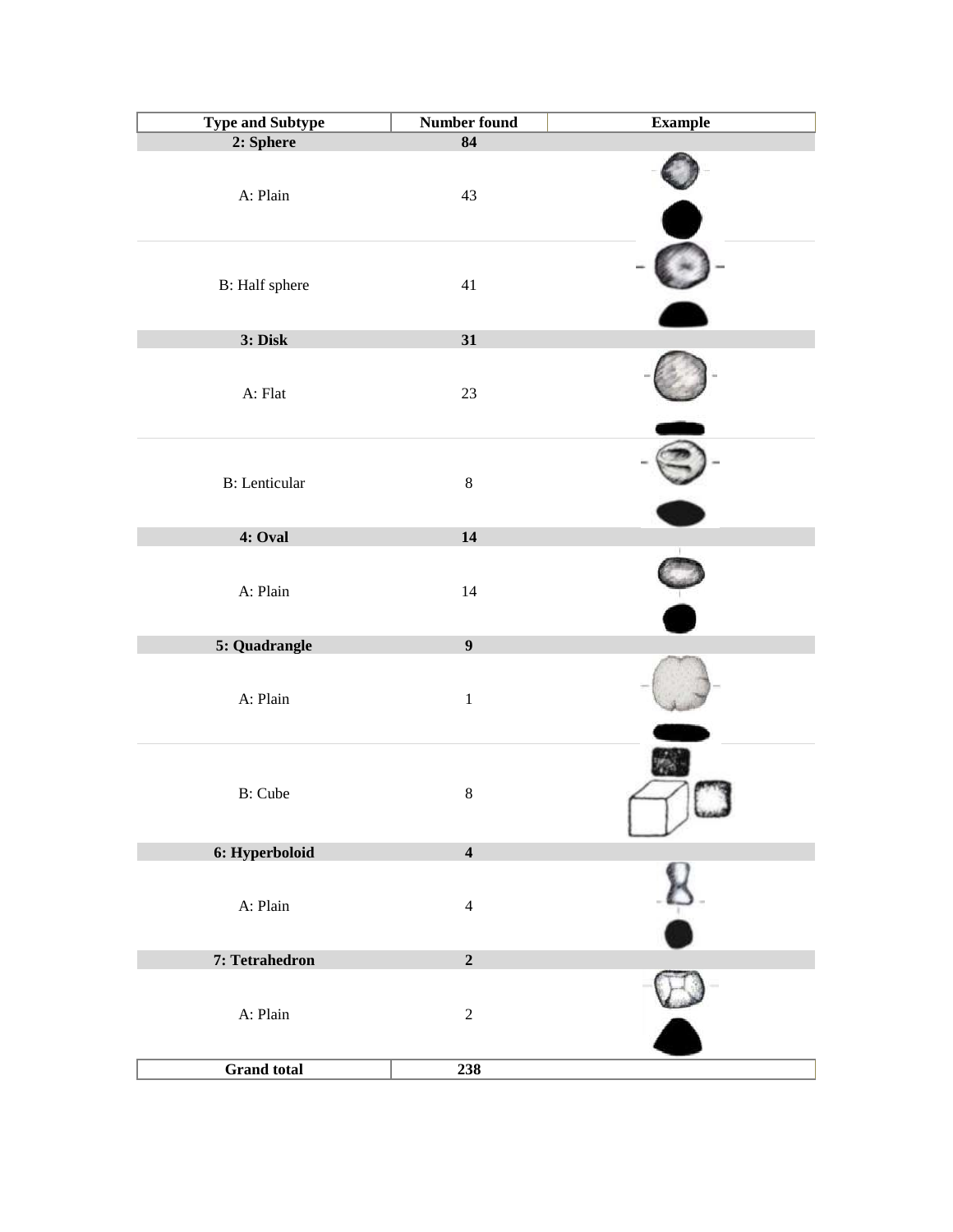| Type and Subtype | Number found | Example |
|---|---|---|
| **2: Sphere** | **84** | |
| A: Plain | 43 | |
| B: Half sphere | 41 | |
| **3: Disk** | **31** | |
| A: Flat | 23 | |
| B: Lenticular | 8 | |
| **4: Oval** | **14** | |
| A: Plain | 14 | |
| **5: Quadrangle** | **9** | |
| A: Plain | 1 | |
| B: Cube | 8 | |
| **6: Hyperboloid** | **4** | |
| A: Plain | 4 | |
| **7: Tetrahedron** | **2** | |
| A: Plain | 2 | |
| **Grand total** | **238** | |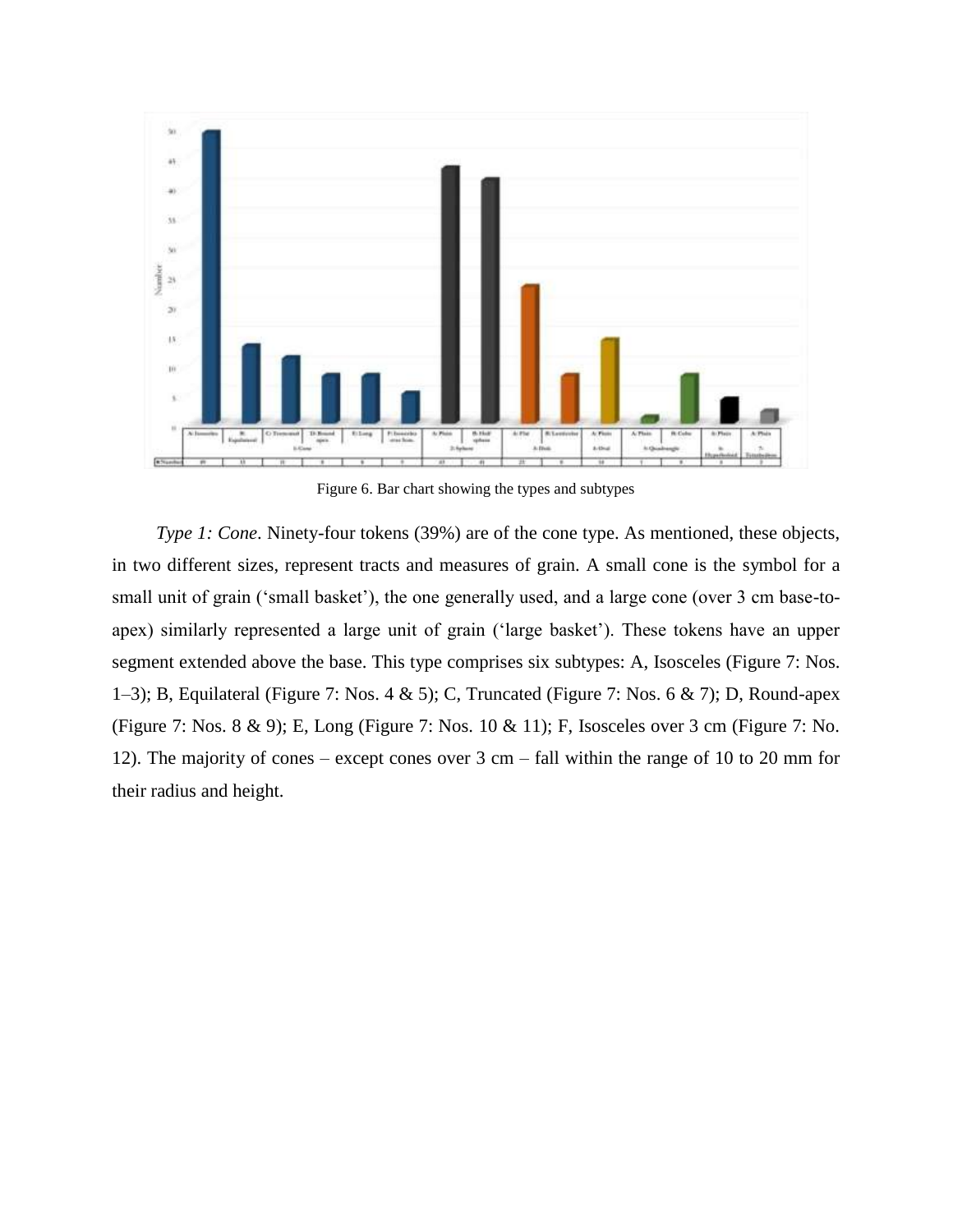Figure 6. Bar chart showing the types and subtypes

*Type 1: Cone*. Ninety-four tokens (39%) are of the cone type. As mentioned, these objects, in two different sizes, represent tracts and measures of grain. A small cone is the symbol for a small unit of grain ('small basket'), the one generally used, and a large cone (over 3 cm base-to-apex) similarly represented a large unit of grain ('large basket'). These tokens have an upper segment extended above the base. This type comprises six subtypes: A, Isosceles (Figure 7: Nos. 1–3); B, Equilateral (Figure 7: Nos. 4 & 5); C, Truncated (Figure 7: Nos. 6 & 7); D, Round-apex (Figure 7: Nos. 8 & 9); E, Long (Figure 7: Nos. 10 & 11); F, Isosceles over 3 cm (Figure 7: No. 12). The majority of cones – except cones over 3 cm – fall within the range of 10 to 20 mm for their radius and height.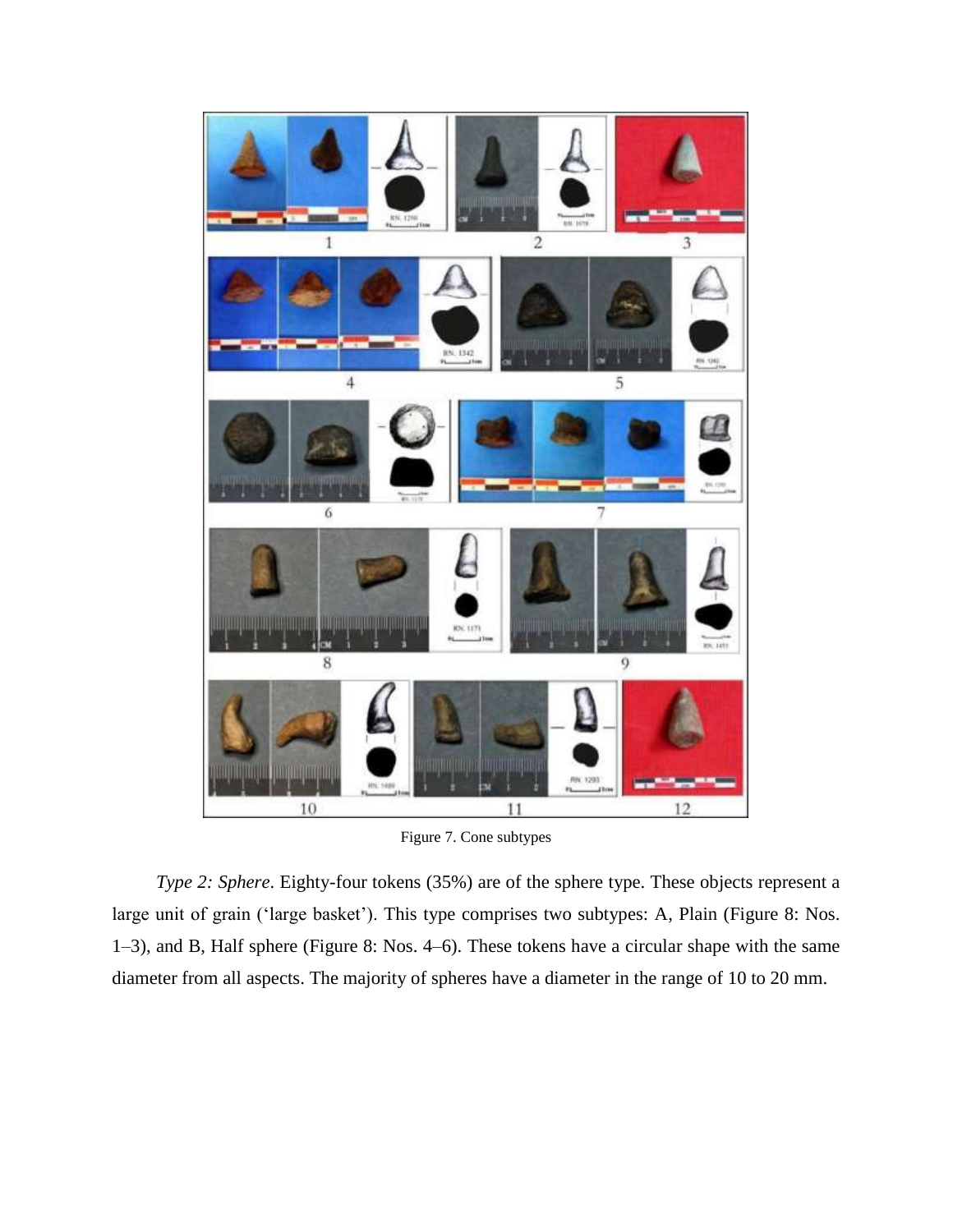Figure 7. Cone subtypes

*Type 2: Sphere*. Eighty-four tokens (35%) are of the sphere type. These objects represent a large unit of grain ('large basket'). This type comprises two subtypes: A, Plain (Figure 8: Nos. 1–3), and B, Half sphere (Figure 8: Nos. 4–6). These tokens have a circular shape with the same diameter from all aspects. The majority of spheres have a diameter in the range of 10 to 20 mm.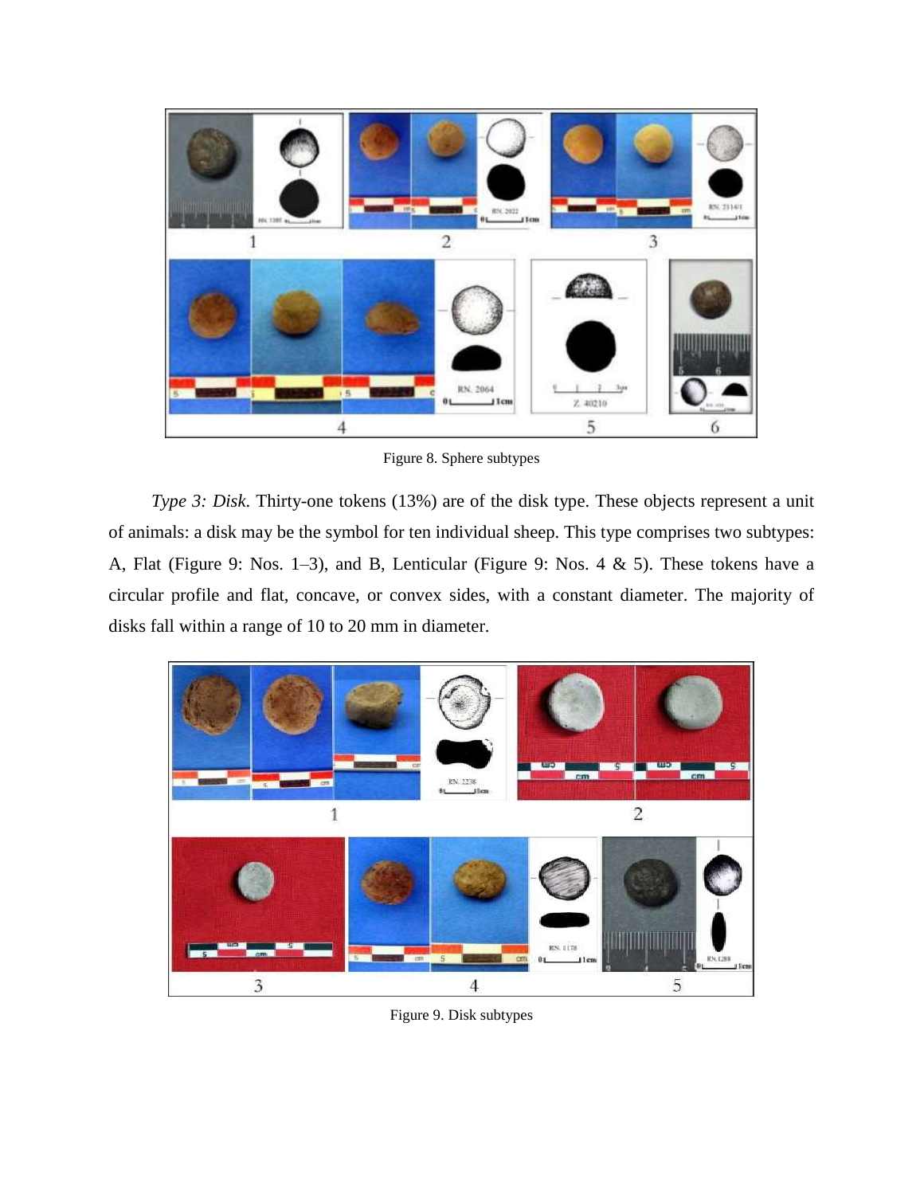Figure 8. Sphere subtypes

*Type 3: Disk*. Thirty-one tokens (13%) are of the disk type. These objects represent a unit of animals: a disk may be the symbol for ten individual sheep. This type comprises two subtypes: A, Flat (Figure 9: Nos. 1–3), and B, Lenticular (Figure 9: Nos. 4 & 5). These tokens have a circular profile and flat, concave, or convex sides, with a constant diameter. The majority of disks fall within a range of 10 to 20 mm in diameter.

Figure 9. Disk subtypes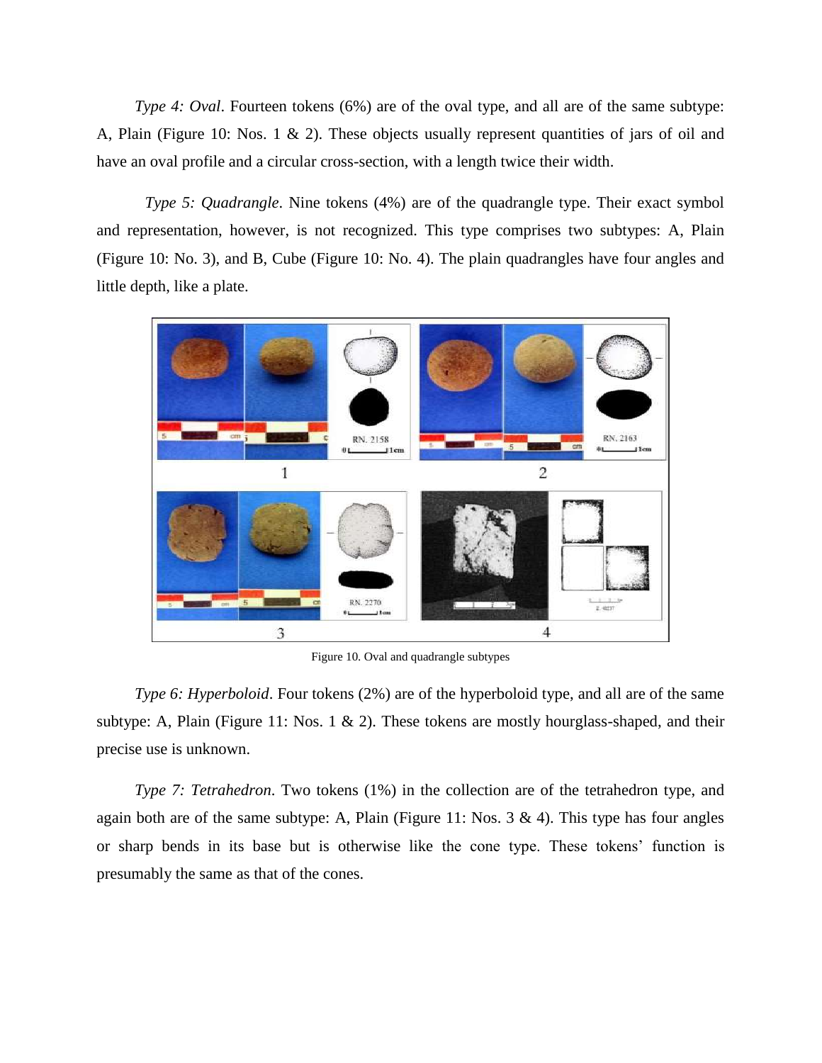*Type 4: Oval*. Fourteen tokens (6%) are of the oval type, and all are of the same subtype: A, Plain (Figure 10: Nos. 1 & 2). These objects usually represent quantities of jars of oil and have an oval profile and a circular cross-section, with a length twice their width.

*Type 5: Quadrangle*. Nine tokens (4%) are of the quadrangle type. Their exact symbol and representation, however, is not recognized. This type comprises two subtypes: A, Plain (Figure 10: No. 3), and B, Cube (Figure 10: No. 4). The plain quadrangles have four angles and little depth, like a plate.

Figure 10. Oval and quadrangle subtypes

*Type 6: Hyperboloid*. Four tokens (2%) are of the hyperboloid type, and all are of the same subtype: A, Plain (Figure 11: Nos. 1 & 2). These tokens are mostly hourglass-shaped, and their precise use is unknown.

*Type 7: Tetrahedron*. Two tokens (1%) in the collection are of the tetrahedron type, and again both are of the same subtype: A, Plain (Figure 11: Nos. 3 & 4). This type has four angles or sharp bends in its base but is otherwise like the cone type. These tokens' function is presumably the same as that of the cones.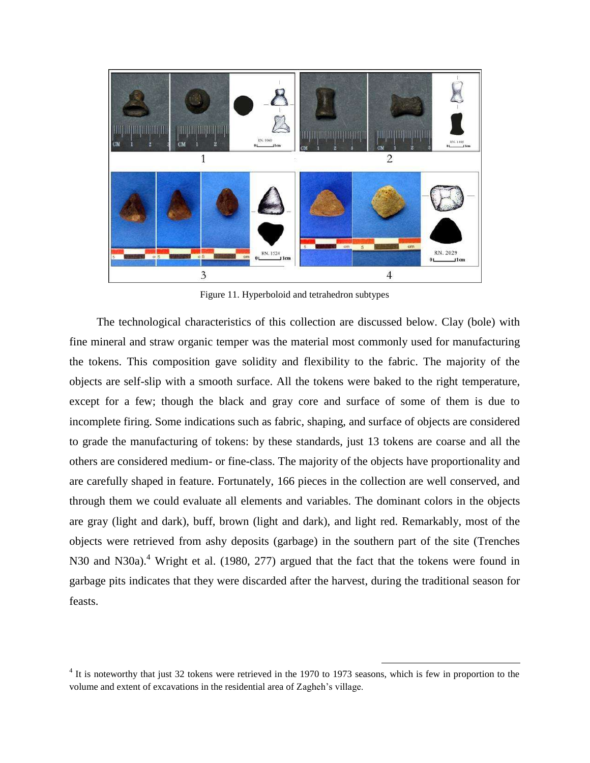Figure 11. Hyperboloid and tetrahedron subtypes

The technological characteristics of this collection are discussed below. Clay (bole) with fine mineral and straw organic temper was the material most commonly used for manufacturing the tokens. This composition gave solidity and flexibility to the fabric. The majority of the objects are self-slip with a smooth surface. All the tokens were baked to the right temperature, except for a few; though the black and gray core and surface of some of them is due to incomplete firing. Some indications such as fabric, shaping, and surface of objects are considered to grade the manufacturing of tokens: by these standards, just 13 tokens are coarse and all the others are considered medium- or fine-class. The majority of the objects have proportionality and are carefully shaped in feature. Fortunately, 166 pieces in the collection are well conserved, and through them we could evaluate all elements and variables. The dominant colors in the objects are gray (light and dark), buff, brown (light and dark), and light red. Remarkably, most of the objects were retrieved from ashy deposits (garbage) in the southern part of the site (Trenches N30 and N30a).[4] Wright et al. (1980, 277) argued that the fact that the tokens were found in garbage pits indicates that they were discarded after the harvest, during the traditional season for feasts.

[4] It is noteworthy that just 32 tokens were retrieved in the 1970 to 1973 seasons, which is few in proportion to the volume and extent of excavations in the residential area of Zagheh's village.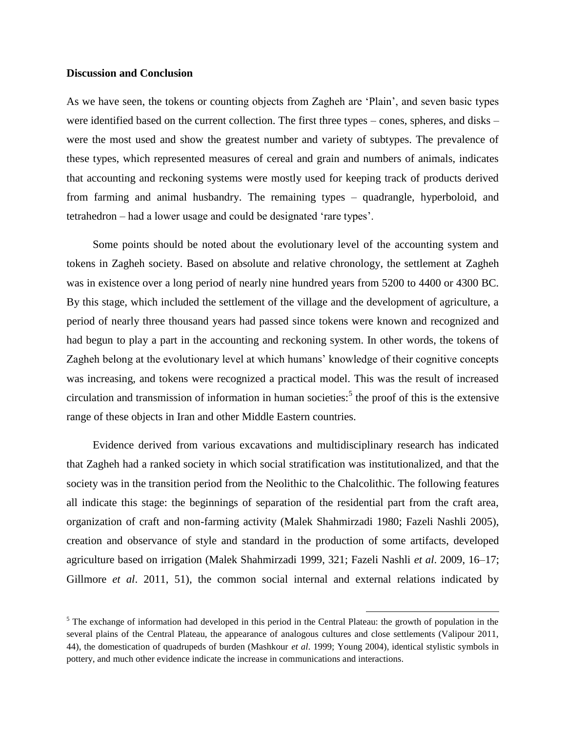### Discussion and Conclusion

As we have seen, the tokens or counting objects from Zagheh are 'Plain', and seven basic types were identified based on the current collection. The first three types – cones, spheres, and disks – were the most used and show the greatest number and variety of subtypes. The prevalence of these types, which represented measures of cereal and grain and numbers of animals, indicates that accounting and reckoning systems were mostly used for keeping track of products derived from farming and animal husbandry. The remaining types – quadrangle, hyperboloid, and tetrahedron – had a lower usage and could be designated 'rare types'.

Some points should be noted about the evolutionary level of the accounting system and tokens in Zagheh society. Based on absolute and relative chronology, the settlement at Zagheh was in existence over a long period of nearly nine hundred years from 5200 to 4400 or 4300 BC. By this stage, which included the settlement of the village and the development of agriculture, a period of nearly three thousand years had passed since tokens were known and recognized and had begun to play a part in the accounting and reckoning system. In other words, the tokens of Zagheh belong at the evolutionary level at which humans' knowledge of their cognitive concepts was increasing, and tokens were recognized a practical model. This was the result of increased circulation and transmission of information in human societies:[5] the proof of this is the extensive range of these objects in Iran and other Middle Eastern countries.

Evidence derived from various excavations and multidisciplinary research has indicated that Zagheh had a ranked society in which social stratification was institutionalized, and that the society was in the transition period from the Neolithic to the Chalcolithic. The following features all indicate this stage: the beginnings of separation of the residential part from the craft area, organization of craft and non-farming activity (Malek Shahmirzadi 1980; Fazeli Nashli 2005), creation and observance of style and standard in the production of some artifacts, developed agriculture based on irrigation (Malek Shahmirzadi 1999, 321; Fazeli Nashli *et al*. 2009, 16–17; Gillmore *et al*. 2011, 51), the common social internal and external relations indicated by

[5] The exchange of information had developed in this period in the Central Plateau: the growth of population in the several plains of the Central Plateau, the appearance of analogous cultures and close settlements (Valipour 2011, 44), the domestication of quadrupeds of burden (Mashkour *et al*. 1999; Young 2004), identical stylistic symbols in pottery, and much other evidence indicate the increase in communications and interactions.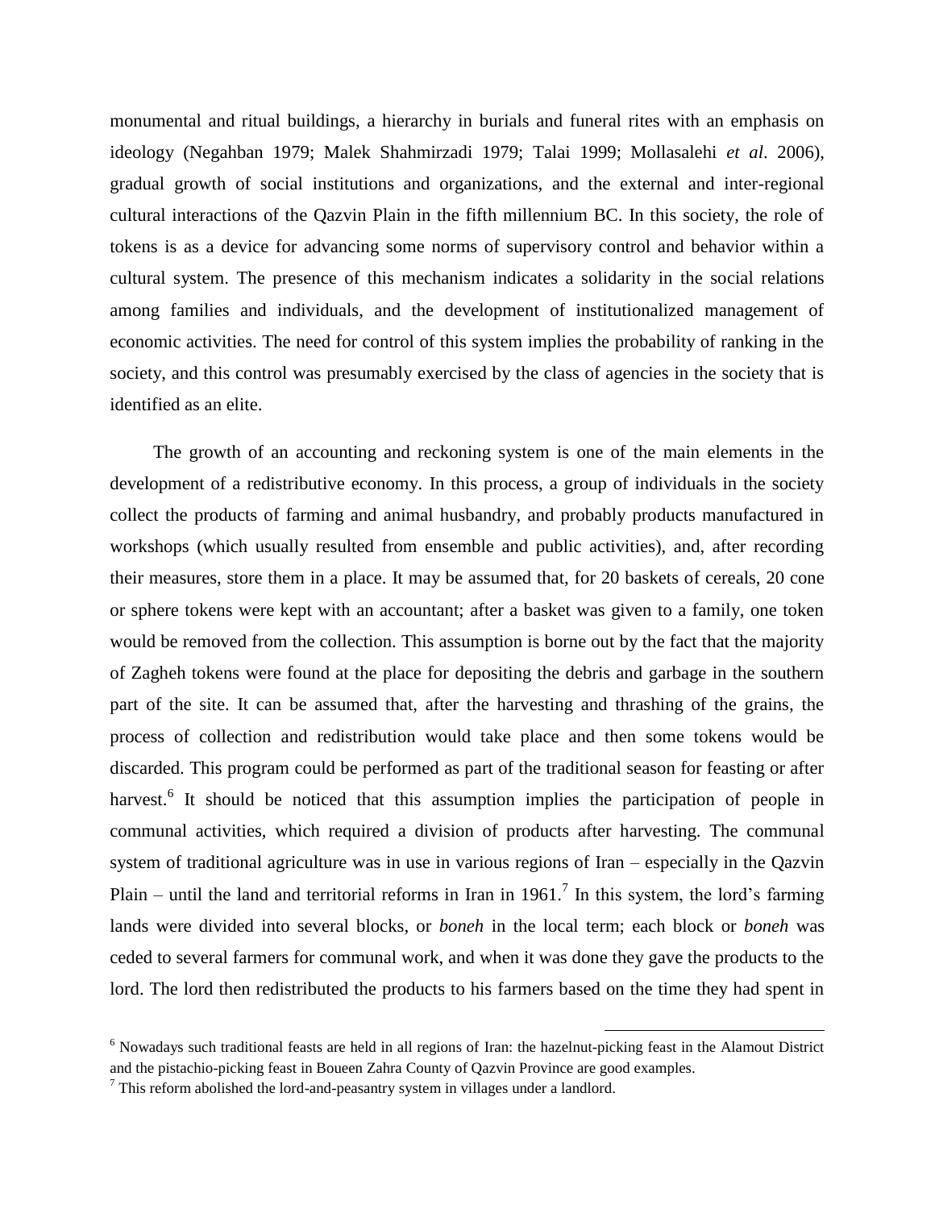monumental and ritual buildings, a hierarchy in burials and funeral rites with an emphasis on ideology (Negahban 1979; Malek Shahmirzadi 1979; Talai 1999; Mollasalehi *et al*. 2006), gradual growth of social institutions and organizations, and the external and inter-regional cultural interactions of the Qazvin Plain in the fifth millennium BC. In this society, the role of tokens is as a device for advancing some norms of supervisory control and behavior within a cultural system. The presence of this mechanism indicates a solidarity in the social relations among families and individuals, and the development of institutionalized management of economic activities. The need for control of this system implies the probability of ranking in the society, and this control was presumably exercised by the class of agencies in the society that is identified as an elite.

The growth of an accounting and reckoning system is one of the main elements in the development of a redistributive economy. In this process, a group of individuals in the society collect the products of farming and animal husbandry, and probably products manufactured in workshops (which usually resulted from ensemble and public activities), and, after recording their measures, store them in a place. It may be assumed that, for 20 baskets of cereals, 20 cone or sphere tokens were kept with an accountant; after a basket was given to a family, one token would be removed from the collection. This assumption is borne out by the fact that the majority of Zagheh tokens were found at the place for depositing the debris and garbage in the southern part of the site. It can be assumed that, after the harvesting and thrashing of the grains, the process of collection and redistribution would take place and then some tokens would be discarded. This program could be performed as part of the traditional season for feasting or after harvest.[6] It should be noticed that this assumption implies the participation of people in communal activities, which required a division of products after harvesting. The communal system of traditional agriculture was in use in various regions of Iran – especially in the Qazvin Plain – until the land and territorial reforms in Iran in 1961.[7] In this system, the lord's farming lands were divided into several blocks, or *boneh* in the local term; each block or *boneh* was ceded to several farmers for communal work, and when it was done they gave the products to the lord. The lord then redistributed the products to his farmers based on the time they had spent in

---

[6] Nowadays such traditional feasts are held in all regions of Iran: the hazelnut-picking feast in the Alamout District and the pistachio-picking feast in Boueen Zahra County of Qazvin Province are good examples.

[7] This reform abolished the lord-and-peasantry system in villages under a landlord.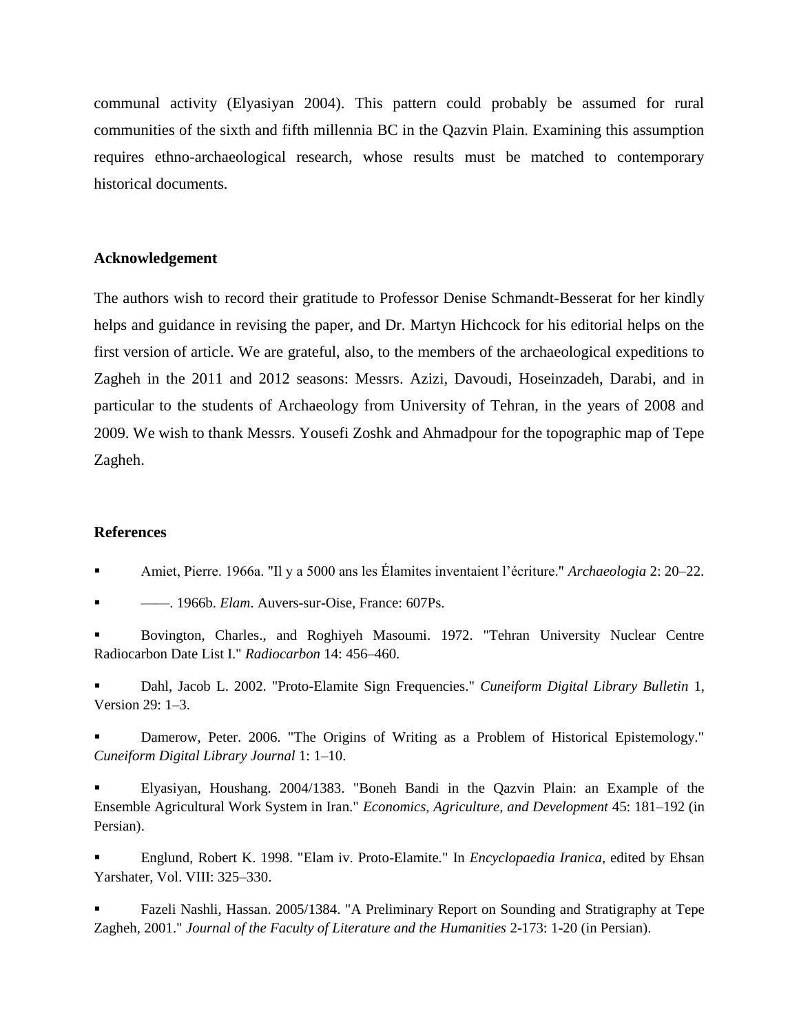communal activity (Elyasiyan 2004). This pattern could probably be assumed for rural communities of the sixth and fifth millennia BC in the Qazvin Plain. Examining this assumption requires ethno-archaeological research, whose results must be matched to contemporary historical documents.

## Acknowledgement

The authors wish to record their gratitude to Professor Denise Schmandt-Besserat for her kindly helps and guidance in revising the paper, and Dr. Martyn Hichcock for his editorial helps on the first version of article. We are grateful, also, to the members of the archaeological expeditions to Zagheh in the 2011 and 2012 seasons: Messrs. Azizi, Davoudi, Hoseinzadeh, Darabi, and in particular to the students of Archaeology from University of Tehran, in the years of 2008 and 2009. We wish to thank Messrs. Yousefi Zoshk and Ahmadpour for the topographic map of Tepe Zagheh.

## References

- Amiet, Pierre. 1966a. "Il y a 5000 ans les Élamites inventaient l'écriture." *Archaeologia* 2: 20–22.
- ——. 1966b. *Elam*. Auvers-sur-Oise, France: 607Ps.
- Bovington, Charles., and Roghiyeh Masoumi. 1972. "Tehran University Nuclear Centre Radiocarbon Date List I." *Radiocarbon* 14: 456–460.
- Dahl, Jacob L. 2002. "Proto-Elamite Sign Frequencies." *Cuneiform Digital Library Bulletin* 1, Version 29: 1–3.
- Damerow, Peter. 2006. "The Origins of Writing as a Problem of Historical Epistemology." *Cuneiform Digital Library Journal* 1: 1–10.
- Elyasiyan, Houshang. 2004/1383. "Boneh Bandi in the Qazvin Plain: an Example of the Ensemble Agricultural Work System in Iran." *Economics, Agriculture, and Development* 45: 181–192 (in Persian).
- Englund, Robert K. 1998. "Elam iv. Proto-Elamite." In *Encyclopaedia Iranica*, edited by Ehsan Yarshater, Vol. VIII: 325–330.
- Fazeli Nashli, Hassan. 2005/1384. "A Preliminary Report on Sounding and Stratigraphy at Tepe Zagheh, 2001." *Journal of the Faculty of Literature and the Humanities* 2-173: 1-20 (in Persian).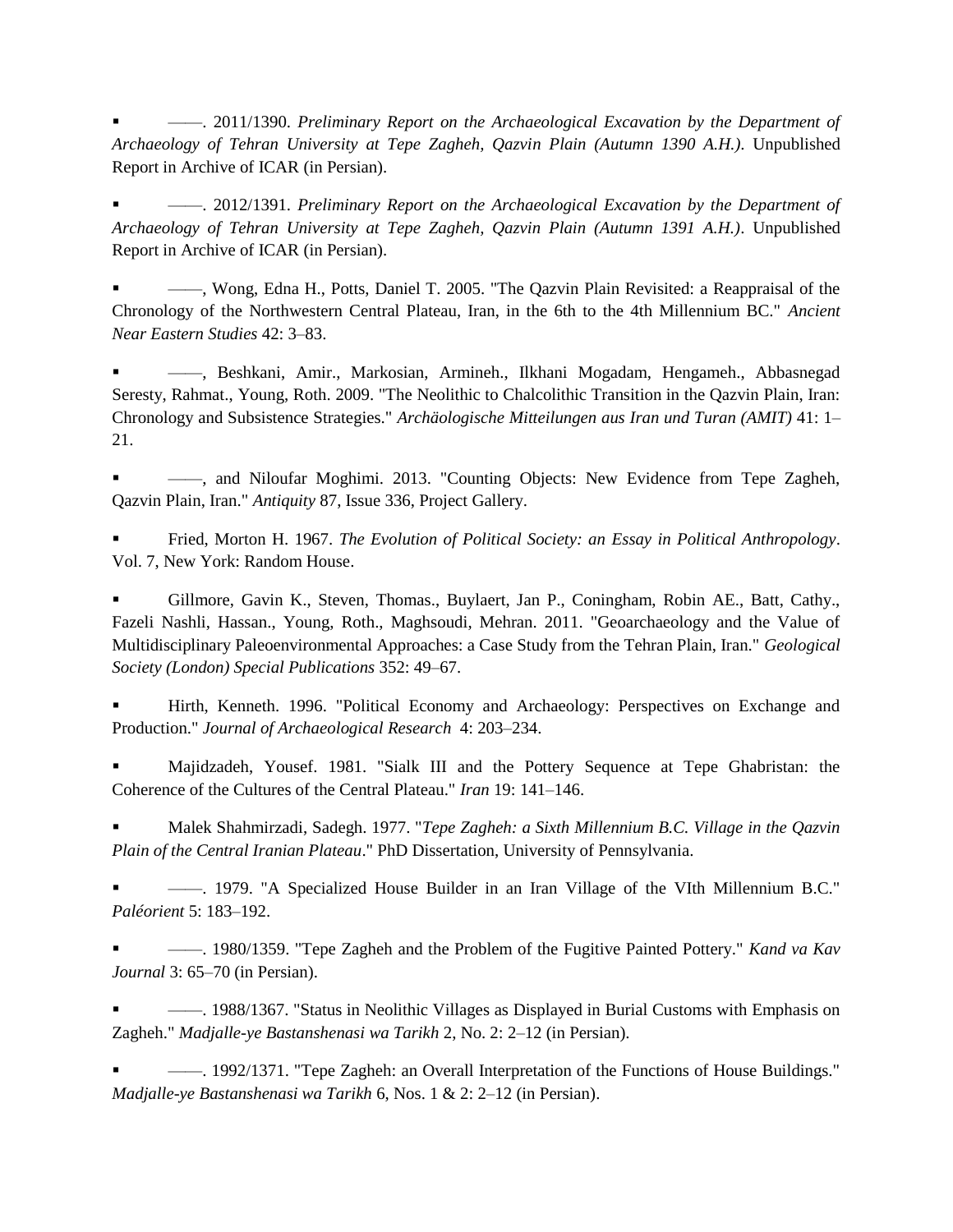- ——. 2011/1390. *Preliminary Report on the Archaeological Excavation by the Department of Archaeology of Tehran University at Tepe Zagheh, Qazvin Plain (Autumn 1390 A.H.)*. Unpublished Report in Archive of ICAR (in Persian).

- ——. 2012/1391. *Preliminary Report on the Archaeological Excavation by the Department of Archaeology of Tehran University at Tepe Zagheh, Qazvin Plain (Autumn 1391 A.H.)*. Unpublished Report in Archive of ICAR (in Persian).

- ——, Wong, Edna H., Potts, Daniel T. 2005. "The Qazvin Plain Revisited: a Reappraisal of the Chronology of the Northwestern Central Plateau, Iran, in the 6th to the 4th Millennium BC." *Ancient Near Eastern Studies* 42: 3–83.

- ——, Beshkani, Amir., Markosian, Armineh., Ilkhani Mogadam, Hengameh., Abbasnegad Seresty, Rahmat., Young, Roth. 2009. "The Neolithic to Chalcolithic Transition in the Qazvin Plain, Iran: Chronology and Subsistence Strategies." *Archäologische Mitteilungen aus Iran und Turan (AMIT)* 41: 1–21.

- ——, and Niloufar Moghimi. 2013. "Counting Objects: New Evidence from Tepe Zagheh, Qazvin Plain, Iran." *Antiquity* 87, Issue 336, Project Gallery.

- Fried, Morton H. 1967. *The Evolution of Political Society: an Essay in Political Anthropology*. Vol. 7, New York: Random House.

- Gillmore, Gavin K., Steven, Thomas., Buylaert, Jan P., Coningham, Robin AE., Batt, Cathy., Fazeli Nashli, Hassan., Young, Roth., Maghsoudi, Mehran. 2011. "Geoarchaeology and the Value of Multidisciplinary Paleoenvironmental Approaches: a Case Study from the Tehran Plain, Iran." *Geological Society (London) Special Publications* 352: 49–67.

- Hirth, Kenneth. 1996. "Political Economy and Archaeology: Perspectives on Exchange and Production." *Journal of Archaeological Research* 4: 203–234.

- Majidzadeh, Yousef. 1981. "Sialk III and the Pottery Sequence at Tepe Ghabristan: the Coherence of the Cultures of the Central Plateau." *Iran* 19: 141–146.

- Malek Shahmirzadi, Sadegh. 1977. "*Tepe Zagheh: a Sixth Millennium B.C. Village in the Qazvin Plain of the Central Iranian Plateau*." PhD Dissertation, University of Pennsylvania.

- ——. 1979. "A Specialized House Builder in an Iran Village of the VIth Millennium B.C." *Paléorient* 5: 183–192.

- ——. 1980/1359. "Tepe Zagheh and the Problem of the Fugitive Painted Pottery." *Kand va Kav Journal* 3: 65–70 (in Persian).

- ——. 1988/1367. "Status in Neolithic Villages as Displayed in Burial Customs with Emphasis on Zagheh." *Madjalle-ye Bastanshenasi wa Tarikh* 2, No. 2: 2–12 (in Persian).

- ——. 1992/1371. "Tepe Zagheh: an Overall Interpretation of the Functions of House Buildings." *Madjalle-ye Bastanshenasi wa Tarikh* 6, Nos. 1 & 2: 2–12 (in Persian).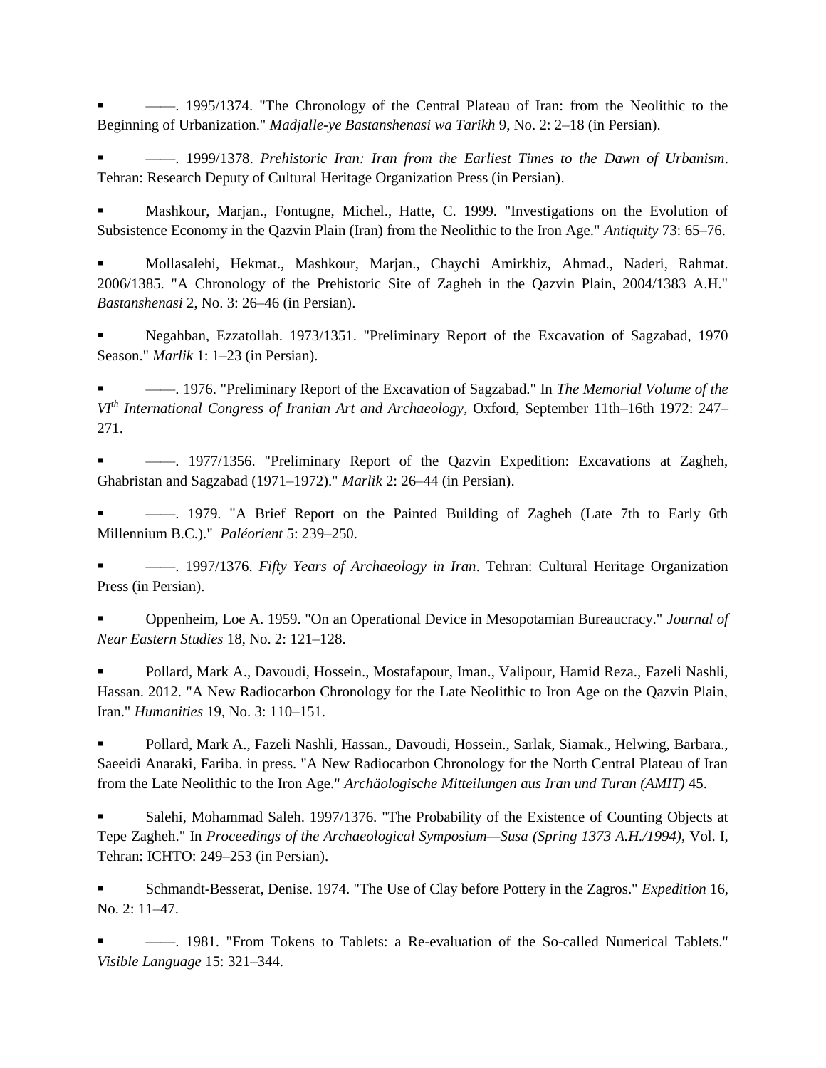- ——. 1995/1374. "The Chronology of the Central Plateau of Iran: from the Neolithic to the Beginning of Urbanization." *Madjalle-ye Bastanshenasi wa Tarikh* 9, No. 2: 2–18 (in Persian).

- ——. 1999/1378. *Prehistoric Iran: Iran from the Earliest Times to the Dawn of Urbanism*. Tehran: Research Deputy of Cultural Heritage Organization Press (in Persian).

- Mashkour, Marjan., Fontugne, Michel., Hatte, C. 1999. "Investigations on the Evolution of Subsistence Economy in the Qazvin Plain (Iran) from the Neolithic to the Iron Age." *Antiquity* 73: 65–76.

- Mollasalehi, Hekmat., Mashkour, Marjan., Chaychi Amirkhiz, Ahmad., Naderi, Rahmat. 2006/1385. "A Chronology of the Prehistoric Site of Zagheh in the Qazvin Plain, 2004/1383 A.H." *Bastanshenasi* 2, No. 3: 26–46 (in Persian).

- Negahban, Ezzatollah. 1973/1351. "Preliminary Report of the Excavation of Sagzabad, 1970 Season." *Marlik* 1: 1–23 (in Persian).

- ——. 1976. "Preliminary Report of the Excavation of Sagzabad." In *The Memorial Volume of the VI^th^ International Congress of Iranian Art and Archaeology*, Oxford, September 11th–16th 1972: 247–271.

- ——. 1977/1356. "Preliminary Report of the Qazvin Expedition: Excavations at Zagheh, Ghabristan and Sagzabad (1971–1972)." *Marlik* 2: 26–44 (in Persian).

- ——. 1979. "A Brief Report on the Painted Building of Zagheh (Late 7th to Early 6th Millennium B.C.)." *Paléorient* 5: 239–250.

- ——. 1997/1376. *Fifty Years of Archaeology in Iran*. Tehran: Cultural Heritage Organization Press (in Persian).

- Oppenheim, Loe A. 1959. "On an Operational Device in Mesopotamian Bureaucracy." *Journal of Near Eastern Studies* 18, No. 2: 121–128.

- Pollard, Mark A., Davoudi, Hossein., Mostafapour, Iman., Valipour, Hamid Reza., Fazeli Nashli, Hassan. 2012. "A New Radiocarbon Chronology for the Late Neolithic to Iron Age on the Qazvin Plain, Iran." *Humanities* 19, No. 3: 110–151.

- Pollard, Mark A., Fazeli Nashli, Hassan., Davoudi, Hossein., Sarlak, Siamak., Helwing, Barbara., Saeeidi Anaraki, Fariba. in press. "A New Radiocarbon Chronology for the North Central Plateau of Iran from the Late Neolithic to the Iron Age." *Archäologische Mitteilungen aus Iran und Turan (AMIT)* 45.

- Salehi, Mohammad Saleh. 1997/1376. "The Probability of the Existence of Counting Objects at Tepe Zagheh." In *Proceedings of the Archaeological Symposium—Susa (Spring 1373 A.H./1994)*, Vol. I, Tehran: ICHTO: 249–253 (in Persian).

- Schmandt-Besserat, Denise. 1974. "The Use of Clay before Pottery in the Zagros." *Expedition* 16, No. 2: 11–47.

- ——. 1981. "From Tokens to Tablets: a Re-evaluation of the So-called Numerical Tablets." *Visible Language* 15: 321–344.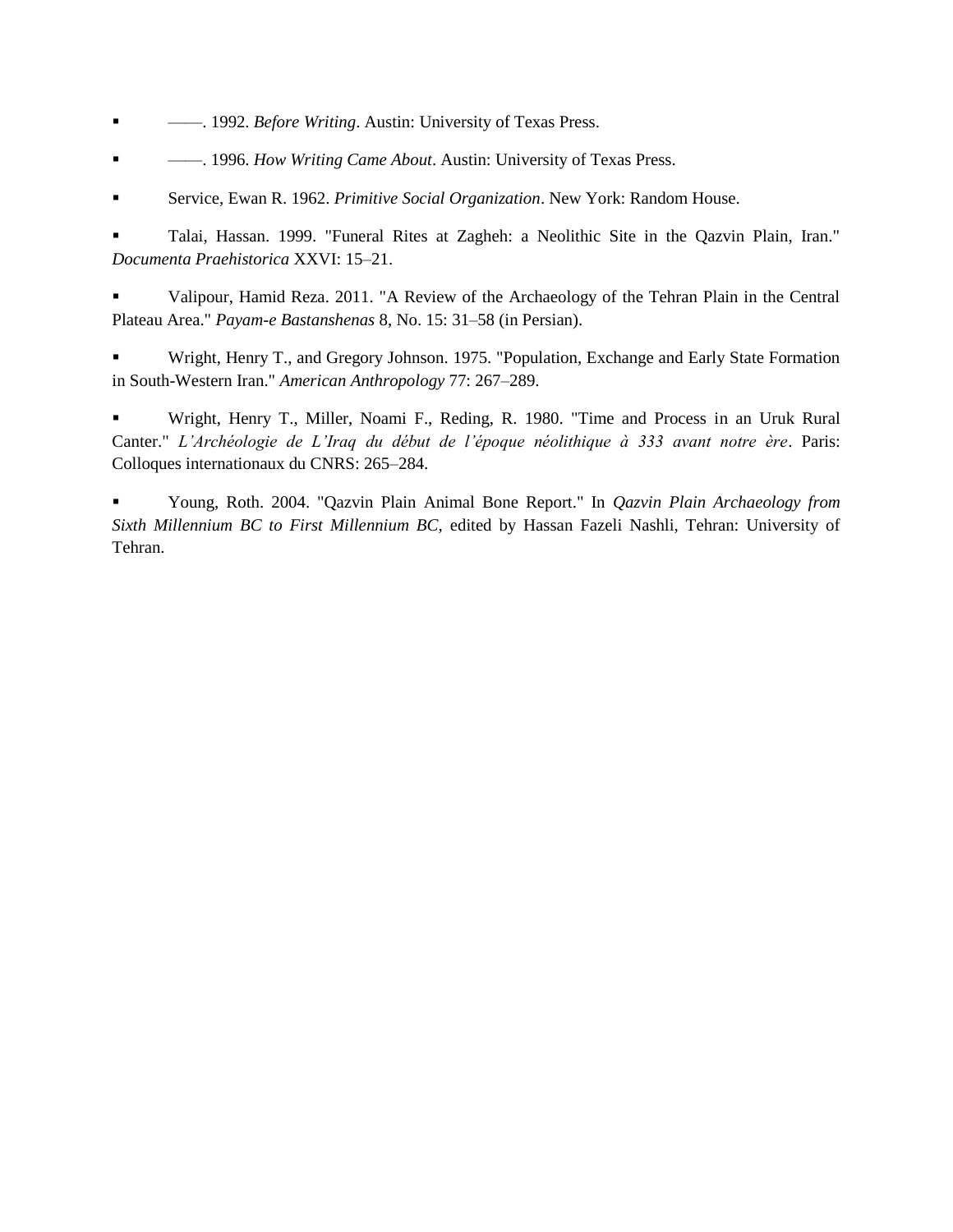- ——. 1992. *Before Writing*. Austin: University of Texas Press.

- ——. 1996. *How Writing Came About*. Austin: University of Texas Press.

- Service, Ewan R. 1962. *Primitive Social Organization*. New York: Random House.

- Talai, Hassan. 1999. "Funeral Rites at Zagheh: a Neolithic Site in the Qazvin Plain, Iran." *Documenta Praehistorica* XXVI: 15–21.

- Valipour, Hamid Reza. 2011. "A Review of the Archaeology of the Tehran Plain in the Central Plateau Area." *Payam-e Bastanshenas* 8, No. 15: 31–58 (in Persian).

- Wright, Henry T., and Gregory Johnson. 1975. "Population, Exchange and Early State Formation in South-Western Iran." *American Anthropology* 77: 267–289.

- Wright, Henry T., Miller, Noami F., Reding, R. 1980. "Time and Process in an Uruk Rural Canter." *L'Archéologie de L'Iraq du début de l'époque néolithique à 333 avant notre ère*. Paris: Colloques internationaux du CNRS: 265–284.

- Young, Roth. 2004. "Qazvin Plain Animal Bone Report." In *Qazvin Plain Archaeology from Sixth Millennium BC to First Millennium BC*, edited by Hassan Fazeli Nashli, Tehran: University of Tehran.